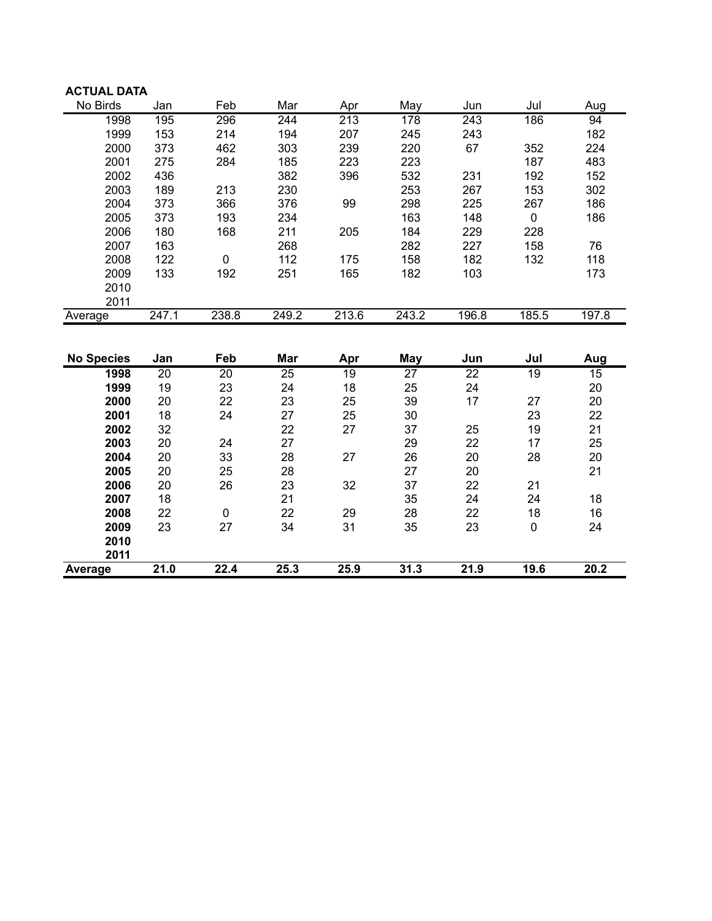**ACTUAL DATA**

| No Birds | Jan | Feb | Mar | Apr | May | Jun | Jul | Aug |
|---|---|---|---|---|---|---|---|---|
| 1998 | 195 | 296 | 244 | 213 | 178 | 243 | 186 | 94 |
| 1999 | 153 | 214 | 194 | 207 | 245 | 243 | | 182 |
| 2000 | 373 | 462 | 303 | 239 | 220 | 67 | 352 | 224 |
| 2001 | 275 | 284 | 185 | 223 | 223 | | 187 | 483 |
| 2002 | 436 | | 382 | 396 | 532 | 231 | 192 | 152 |
| 2003 | 189 | 213 | 230 | | 253 | 267 | 153 | 302 |
| 2004 | 373 | 366 | 376 | 99 | 298 | 225 | 267 | 186 |
| 2005 | 373 | 193 | 234 | | 163 | 148 | 0 | 186 |
| 2006 | 180 | 168 | 211 | 205 | 184 | 229 | 228 | |
| 2007 | 163 | | 268 | | 282 | 227 | 158 | 76 |
| 2008 | 122 | 0 | 112 | 175 | 158 | 182 | 132 | 118 |
| 2009 | 133 | 192 | 251 | 165 | 182 | 103 | | 173 |
| 2010 | | | | | | | | |
| 2011 | | | | | | | | |
| Average | 247.1 | 238.8 | 249.2 | 213.6 | 243.2 | 196.8 | 185.5 | 197.8 |

| **No Species** | **Jan** | **Feb** | **Mar** | **Apr** | **May** | **Jun** | **Jul** | **Aug** |
|---|---|---|---|---|---|---|---|---|
| **1998** | 20 | 20 | 25 | 19 | 27 | 22 | 19 | 15 |
| **1999** | 19 | 23 | 24 | 18 | 25 | 24 | | 20 |
| **2000** | 20 | 22 | 23 | 25 | 39 | 17 | 27 | 20 |
| **2001** | 18 | 24 | 27 | 25 | 30 | | 23 | 22 |
| **2002** | 32 | | 22 | 27 | 37 | 25 | 19 | 21 |
| **2003** | 20 | 24 | 27 | | 29 | 22 | 17 | 25 |
| **2004** | 20 | 33 | 28 | 27 | 26 | 20 | 28 | 20 |
| **2005** | 20 | 25 | 28 | | 27 | 20 | | 21 |
| **2006** | 20 | 26 | 23 | 32 | 37 | 22 | 21 | |
| **2007** | 18 | | 21 | | 35 | 24 | 24 | 18 |
| **2008** | 22 | 0 | 22 | 29 | 28 | 22 | 18 | 16 |
| **2009** | 23 | 27 | 34 | 31 | 35 | 23 | 0 | 24 |
| **2010** | | | | | | | | |
| **2011** | | | | | | | | |
| **Average** | **21.0** | **22.4** | **25.3** | **25.9** | **31.3** | **21.9** | **19.6** | **20.2** |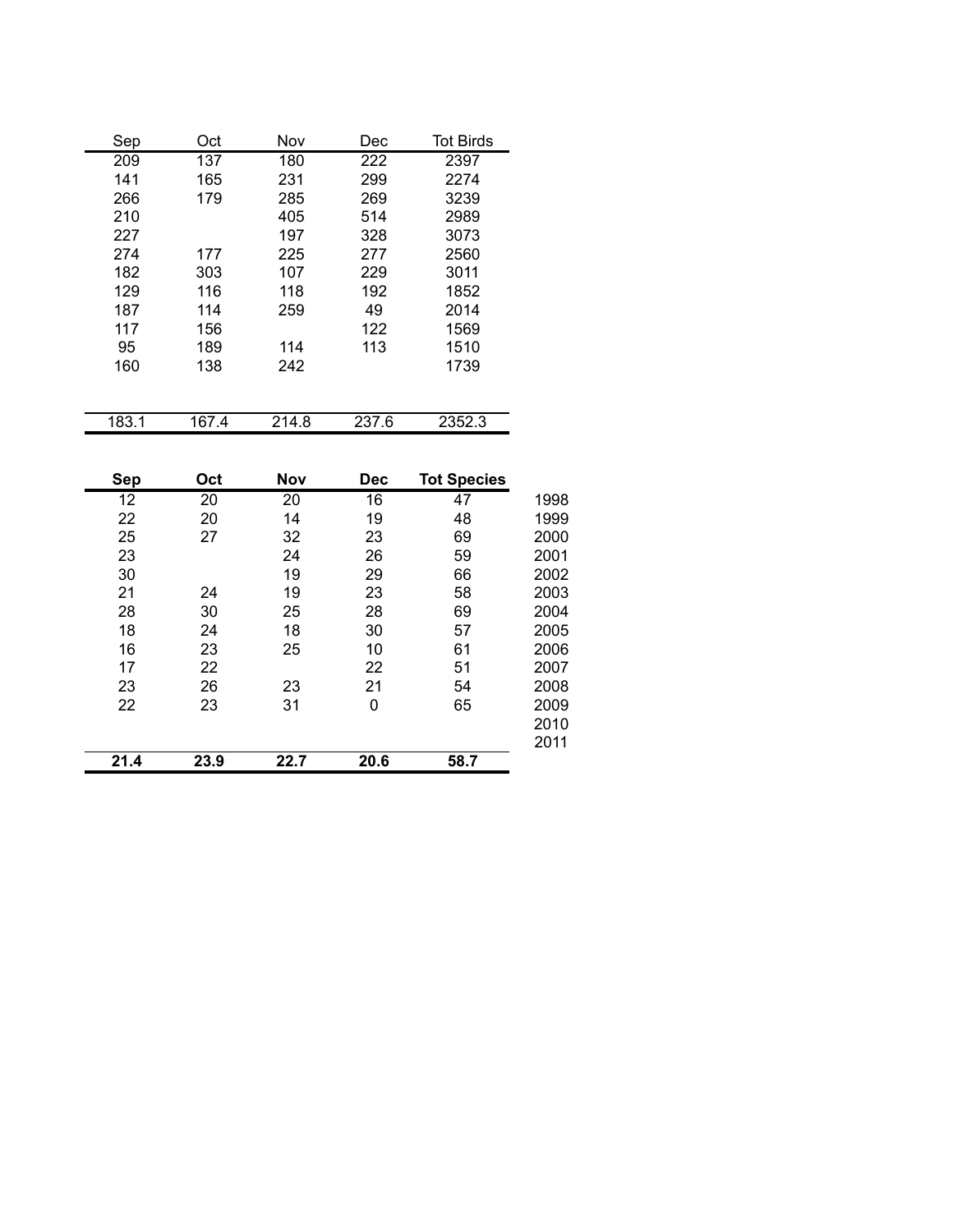| Sep | Oct | Nov | Dec | Tot Birds |
|---|---|---|---|---|
| 209 | 137 | 180 | 222 | 2397 |
| 141 | 165 | 231 | 299 | 2274 |
| 266 | 179 | 285 | 269 | 3239 |
| 210 | | 405 | 514 | 2989 |
| 227 | | 197 | 328 | 3073 |
| 274 | 177 | 225 | 277 | 2560 |
| 182 | 303 | 107 | 229 | 3011 |
| 129 | 116 | 118 | 192 | 1852 |
| 187 | 114 | 259 | 49 | 2014 |
| 117 | 156 | | 122 | 1569 |
| 95 | 189 | 114 | 113 | 1510 |
| 160 | 138 | 242 | | 1739 |
| 183.1 | 167.4 | 214.8 | 237.6 | 2352.3 |

| Sep | Oct | Nov | Dec | Tot Species | |
|---|---|---|---|---|---|
| 12 | 20 | 20 | 16 | 47 | 1998 |
| 22 | 20 | 14 | 19 | 48 | 1999 |
| 25 | 27 | 32 | 23 | 69 | 2000 |
| 23 | | 24 | 26 | 59 | 2001 |
| 30 | | 19 | 29 | 66 | 2002 |
| 21 | 24 | 19 | 23 | 58 | 2003 |
| 28 | 30 | 25 | 28 | 69 | 2004 |
| 18 | 24 | 18 | 30 | 57 | 2005 |
| 16 | 23 | 25 | 10 | 61 | 2006 |
| 17 | 22 | | 22 | 51 | 2007 |
| 23 | 26 | 23 | 21 | 54 | 2008 |
| 22 | 23 | 31 | 0 | 65 | 2009 |
| | | | | | 2010 |
| | | | | | 2011 |
| **21.4** | **23.9** | **22.7** | **20.6** | **58.7** | |